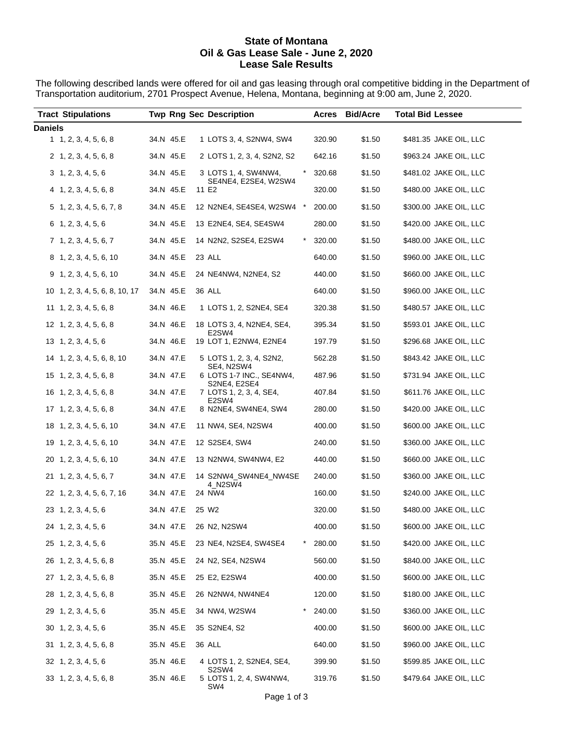# State of Montana
## Oil & Gas Lease Sale - June 2, 2020
## Lease Sale Results

The following described lands were offered for oil and gas leasing through oral competitive bidding in the Department of Transportation auditorium, 2701 Prospect Avenue, Helena, Montana, beginning at 9:00 am, June 2, 2020.

| Tract | Stipulations | Twp | Rng | Sec | Description | | Acres | Bid/Acre | Total Bid | Lessee |
|---|---|---|---|---|---|---|---|---|---|---|
| **Daniels** | | | | | | | | | | |
| 1 | 1, 2, 3, 4, 5, 6, 8 | 34.N | 45.E | 1 | LOTS 3, 4, S2NW4, SW4 | | 320.90 | $1.50 | $481.35 | JAKE OIL, LLC |
| 2 | 1, 2, 3, 4, 5, 6, 8 | 34.N | 45.E | 2 | LOTS 1, 2, 3, 4, S2N2, S2 | | 642.16 | $1.50 | $963.24 | JAKE OIL, LLC |
| 3 | 1, 2, 3, 4, 5, 6 | 34.N | 45.E | 3 | LOTS 1, 4, SW4NW4, SE4NE4, E2SE4, W2SW4 | * | 320.68 | $1.50 | $481.02 | JAKE OIL, LLC |
| 4 | 1, 2, 3, 4, 5, 6, 8 | 34.N | 45.E | 11 | E2 | | 320.00 | $1.50 | $480.00 | JAKE OIL, LLC |
| 5 | 1, 2, 3, 4, 5, 6, 7, 8 | 34.N | 45.E | 12 | N2NE4, SE4SE4, W2SW4 | * | 200.00 | $1.50 | $300.00 | JAKE OIL, LLC |
| 6 | 1, 2, 3, 4, 5, 6 | 34.N | 45.E | 13 | E2NE4, SE4, SE4SW4 | | 280.00 | $1.50 | $420.00 | JAKE OIL, LLC |
| 7 | 1, 2, 3, 4, 5, 6, 7 | 34.N | 45.E | 14 | N2N2, S2SE4, E2SW4 | * | 320.00 | $1.50 | $480.00 | JAKE OIL, LLC |
| 8 | 1, 2, 3, 4, 5, 6, 10 | 34.N | 45.E | 23 | ALL | | 640.00 | $1.50 | $960.00 | JAKE OIL, LLC |
| 9 | 1, 2, 3, 4, 5, 6, 10 | 34.N | 45.E | 24 | NE4NW4, N2NE4, S2 | | 440.00 | $1.50 | $660.00 | JAKE OIL, LLC |
| 10 | 1, 2, 3, 4, 5, 6, 8, 10, 17 | 34.N | 45.E | 36 | ALL | | 640.00 | $1.50 | $960.00 | JAKE OIL, LLC |
| 11 | 1, 2, 3, 4, 5, 6, 8 | 34.N | 46.E | 1 | LOTS 1, 2, S2NE4, SE4 | | 320.38 | $1.50 | $480.57 | JAKE OIL, LLC |
| 12 | 1, 2, 3, 4, 5, 6, 8 | 34.N | 46.E | 18 | LOTS 3, 4, N2NE4, SE4, E2SW4 | | 395.34 | $1.50 | $593.01 | JAKE OIL, LLC |
| 13 | 1, 2, 3, 4, 5, 6 | 34.N | 46.E | 19 | LOT 1, E2NW4, E2NE4 | | 197.79 | $1.50 | $296.68 | JAKE OIL, LLC |
| 14 | 1, 2, 3, 4, 5, 6, 8, 10 | 34.N | 47.E | 5 | LOTS 1, 2, 3, 4, S2N2, SE4, N2SW4 | | 562.28 | $1.50 | $843.42 | JAKE OIL, LLC |
| 15 | 1, 2, 3, 4, 5, 6, 8 | 34.N | 47.E | 6 | LOTS 1-7 INC., SE4NW4, S2NE4, E2SE4 | | 487.96 | $1.50 | $731.94 | JAKE OIL, LLC |
| 16 | 1, 2, 3, 4, 5, 6, 8 | 34.N | 47.E | 7 | LOTS 1, 2, 3, 4, SE4, E2SW4 | | 407.84 | $1.50 | $611.76 | JAKE OIL, LLC |
| 17 | 1, 2, 3, 4, 5, 6, 8 | 34.N | 47.E | 8 | N2NE4, SW4NE4, SW4 | | 280.00 | $1.50 | $420.00 | JAKE OIL, LLC |
| 18 | 1, 2, 3, 4, 5, 6, 10 | 34.N | 47.E | 11 | NW4, SE4, N2SW4 | | 400.00 | $1.50 | $600.00 | JAKE OIL, LLC |
| 19 | 1, 2, 3, 4, 5, 6, 10 | 34.N | 47.E | 12 | S2SE4, SW4 | | 240.00 | $1.50 | $360.00 | JAKE OIL, LLC |
| 20 | 1, 2, 3, 4, 5, 6, 10 | 34.N | 47.E | 13 | N2NW4, SW4NW4, E2 | | 440.00 | $1.50 | $660.00 | JAKE OIL, LLC |
| 21 | 1, 2, 3, 4, 5, 6, 7 | 34.N | 47.E | 14 | S2NW4_SW4NE4_NW4SE4_N2SW4 | | 240.00 | $1.50 | $360.00 | JAKE OIL, LLC |
| 22 | 1, 2, 3, 4, 5, 6, 7, 16 | 34.N | 47.E | 24 | NW4 | | 160.00 | $1.50 | $240.00 | JAKE OIL, LLC |
| 23 | 1, 2, 3, 4, 5, 6 | 34.N | 47.E | 25 | W2 | | 320.00 | $1.50 | $480.00 | JAKE OIL, LLC |
| 24 | 1, 2, 3, 4, 5, 6 | 34.N | 47.E | 26 | N2, N2SW4 | | 400.00 | $1.50 | $600.00 | JAKE OIL, LLC |
| 25 | 1, 2, 3, 4, 5, 6 | 35.N | 45.E | 23 | NE4, N2SE4, SW4SE4 | * | 280.00 | $1.50 | $420.00 | JAKE OIL, LLC |
| 26 | 1, 2, 3, 4, 5, 6, 8 | 35.N | 45.E | 24 | N2, SE4, N2SW4 | | 560.00 | $1.50 | $840.00 | JAKE OIL, LLC |
| 27 | 1, 2, 3, 4, 5, 6, 8 | 35.N | 45.E | 25 | E2, E2SW4 | | 400.00 | $1.50 | $600.00 | JAKE OIL, LLC |
| 28 | 1, 2, 3, 4, 5, 6, 8 | 35.N | 45.E | 26 | N2NW4, NW4NE4 | | 120.00 | $1.50 | $180.00 | JAKE OIL, LLC |
| 29 | 1, 2, 3, 4, 5, 6 | 35.N | 45.E | 34 | NW4, W2SW4 | * | 240.00 | $1.50 | $360.00 | JAKE OIL, LLC |
| 30 | 1, 2, 3, 4, 5, 6 | 35.N | 45.E | 35 | S2NE4, S2 | | 400.00 | $1.50 | $600.00 | JAKE OIL, LLC |
| 31 | 1, 2, 3, 4, 5, 6, 8 | 35.N | 45.E | 36 | ALL | | 640.00 | $1.50 | $960.00 | JAKE OIL, LLC |
| 32 | 1, 2, 3, 4, 5, 6 | 35.N | 46.E | 4 | LOTS 1, 2, S2NE4, SE4, S2SW4 | | 399.90 | $1.50 | $599.85 | JAKE OIL, LLC |
| 33 | 1, 2, 3, 4, 5, 6, 8 | 35.N | 46.E | 5 | LOTS 1, 2, 4, SW4NW4, SW4 | | 319.76 | $1.50 | $479.64 | JAKE OIL, LLC |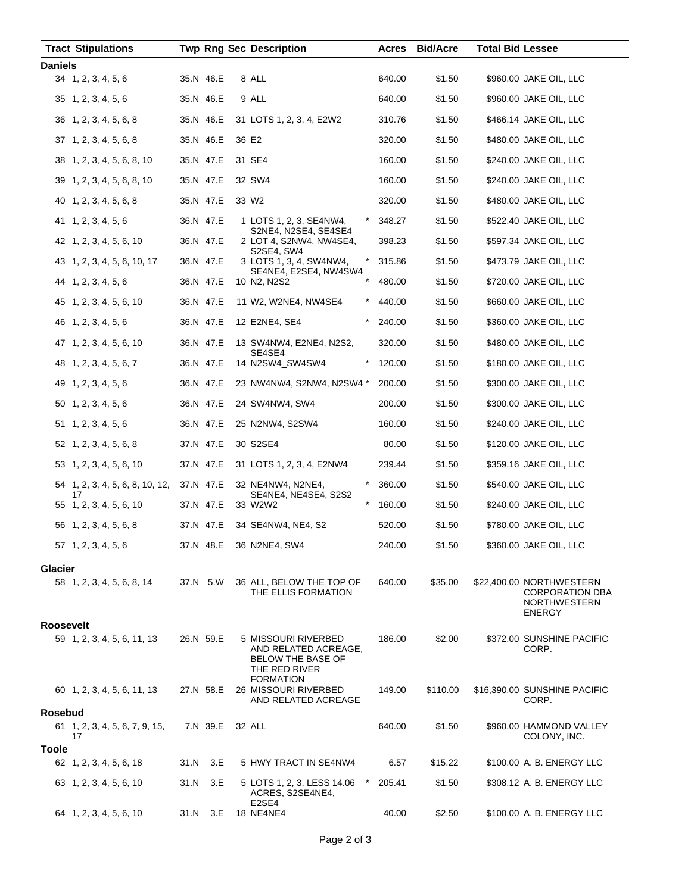| Tract | Stipulations | Twp | Rng | Sec | Description | | Acres | Bid/Acre | Total Bid | Lessee |
|---|---|---|---|---|---|---|---|---|---|---|
| **Daniels** | | | | | | | | | | |
| 34 | 1, 2, 3, 4, 5, 6 | 35.N | 46.E | 8 | ALL | | 640.00 | $1.50 | $960.00 | JAKE OIL, LLC |
| 35 | 1, 2, 3, 4, 5, 6 | 35.N | 46.E | 9 | ALL | | 640.00 | $1.50 | $960.00 | JAKE OIL, LLC |
| 36 | 1, 2, 3, 4, 5, 6, 8 | 35.N | 46.E | 31 | LOTS 1, 2, 3, 4, E2W2 | | 310.76 | $1.50 | $466.14 | JAKE OIL, LLC |
| 37 | 1, 2, 3, 4, 5, 6, 8 | 35.N | 46.E | 36 | E2 | | 320.00 | $1.50 | $480.00 | JAKE OIL, LLC |
| 38 | 1, 2, 3, 4, 5, 6, 8, 10 | 35.N | 47.E | 31 | SE4 | | 160.00 | $1.50 | $240.00 | JAKE OIL, LLC |
| 39 | 1, 2, 3, 4, 5, 6, 8, 10 | 35.N | 47.E | 32 | SW4 | | 160.00 | $1.50 | $240.00 | JAKE OIL, LLC |
| 40 | 1, 2, 3, 4, 5, 6, 8 | 35.N | 47.E | 33 | W2 | | 320.00 | $1.50 | $480.00 | JAKE OIL, LLC |
| 41 | 1, 2, 3, 4, 5, 6 | 36.N | 47.E | 1 | LOTS 1, 2, 3, SE4NW4, S2NE4, N2SE4, SE4SE4 | * | 348.27 | $1.50 | $522.40 | JAKE OIL, LLC |
| 42 | 1, 2, 3, 4, 5, 6, 10 | 36.N | 47.E | 2 | LOT 4, S2NW4, NW4SE4, S2SE4, SW4 | | 398.23 | $1.50 | $597.34 | JAKE OIL, LLC |
| 43 | 1, 2, 3, 4, 5, 6, 10, 17 | 36.N | 47.E | 3 | LOTS 1, 3, 4, SW4NW4, SE4NE4, E2SE4, NW4SW4 | * | 315.86 | $1.50 | $473.79 | JAKE OIL, LLC |
| 44 | 1, 2, 3, 4, 5, 6 | 36.N | 47.E | 10 | N2, N2S2 | * | 480.00 | $1.50 | $720.00 | JAKE OIL, LLC |
| 45 | 1, 2, 3, 4, 5, 6, 10 | 36.N | 47.E | 11 | W2, W2NE4, NW4SE4 | * | 440.00 | $1.50 | $660.00 | JAKE OIL, LLC |
| 46 | 1, 2, 3, 4, 5, 6 | 36.N | 47.E | 12 | E2NE4, SE4 | * | 240.00 | $1.50 | $360.00 | JAKE OIL, LLC |
| 47 | 1, 2, 3, 4, 5, 6, 10 | 36.N | 47.E | 13 | SW4NW4, E2NE4, N2S2, SE4SE4 | | 320.00 | $1.50 | $480.00 | JAKE OIL, LLC |
| 48 | 1, 2, 3, 4, 5, 6, 7 | 36.N | 47.E | 14 | N2SW4_SW4SW4 | * | 120.00 | $1.50 | $180.00 | JAKE OIL, LLC |
| 49 | 1, 2, 3, 4, 5, 6 | 36.N | 47.E | 23 | NW4NW4, S2NW4, N2SW4 | * | 200.00 | $1.50 | $300.00 | JAKE OIL, LLC |
| 50 | 1, 2, 3, 4, 5, 6 | 36.N | 47.E | 24 | SW4NW4, SW4 | | 200.00 | $1.50 | $300.00 | JAKE OIL, LLC |
| 51 | 1, 2, 3, 4, 5, 6 | 36.N | 47.E | 25 | N2NW4, S2SW4 | | 160.00 | $1.50 | $240.00 | JAKE OIL, LLC |
| 52 | 1, 2, 3, 4, 5, 6, 8 | 37.N | 47.E | 30 | S2SE4 | | 80.00 | $1.50 | $120.00 | JAKE OIL, LLC |
| 53 | 1, 2, 3, 4, 5, 6, 10 | 37.N | 47.E | 31 | LOTS 1, 2, 3, 4, E2NW4 | | 239.44 | $1.50 | $359.16 | JAKE OIL, LLC |
| 54 | 1, 2, 3, 4, 5, 6, 8, 10, 12, 17 | 37.N | 47.E | 32 | NE4NW4, N2NE4, SE4NE4, NE4SE4, S2S2 | * | 360.00 | $1.50 | $540.00 | JAKE OIL, LLC |
| 55 | 1, 2, 3, 4, 5, 6, 10 | 37.N | 47.E | 33 | W2W2 | * | 160.00 | $1.50 | $240.00 | JAKE OIL, LLC |
| 56 | 1, 2, 3, 4, 5, 6, 8 | 37.N | 47.E | 34 | SE4NW4, NE4, S2 | | 520.00 | $1.50 | $780.00 | JAKE OIL, LLC |
| 57 | 1, 2, 3, 4, 5, 6 | 37.N | 48.E | 36 | N2NE4, SW4 | | 240.00 | $1.50 | $360.00 | JAKE OIL, LLC |
| **Glacier** | | | | | | | | | | |
| 58 | 1, 2, 3, 4, 5, 6, 8, 14 | 37.N | 5.W | 36 | ALL, BELOW THE TOP OF THE ELLIS FORMATION | | 640.00 | $35.00 | $22,400.00 | NORTHWESTERN CORPORATION DBA NORTHWESTERN ENERGY |
| **Roosevelt** | | | | | | | | | | |
| 59 | 1, 2, 3, 4, 5, 6, 11, 13 | 26.N | 59.E | 5 | MISSOURI RIVERBED AND RELATED ACREAGE, BELOW THE BASE OF THE RED RIVER FORMATION | | 186.00 | $2.00 | $372.00 | SUNSHINE PACIFIC CORP. |
| 60 | 1, 2, 3, 4, 5, 6, 11, 13 | 27.N | 58.E | 26 | MISSOURI RIVERBED AND RELATED ACREAGE | | 149.00 | $110.00 | $16,390.00 | SUNSHINE PACIFIC CORP. |
| **Rosebud** | | | | | | | | | | |
| 61 | 1, 2, 3, 4, 5, 6, 7, 9, 15, 17 | 7.N | 39.E | 32 | ALL | | 640.00 | $1.50 | $960.00 | HAMMOND VALLEY COLONY, INC. |
| **Toole** | | | | | | | | | | |
| 62 | 1, 2, 3, 4, 5, 6, 18 | 31.N | 3.E | 5 | HWY TRACT IN SE4NW4 | | 6.57 | $15.22 | $100.00 | A. B. ENERGY LLC |
| 63 | 1, 2, 3, 4, 5, 6, 10 | 31.N | 3.E | 5 | LOTS 1, 2, 3, LESS 14.06 ACRES, S2SE4NE4, E2SE4 | * | 205.41 | $1.50 | $308.12 | A. B. ENERGY LLC |
| 64 | 1, 2, 3, 4, 5, 6, 10 | 31.N | 3.E | 18 | NE4NE4 | | 40.00 | $2.50 | $100.00 | A. B. ENERGY LLC |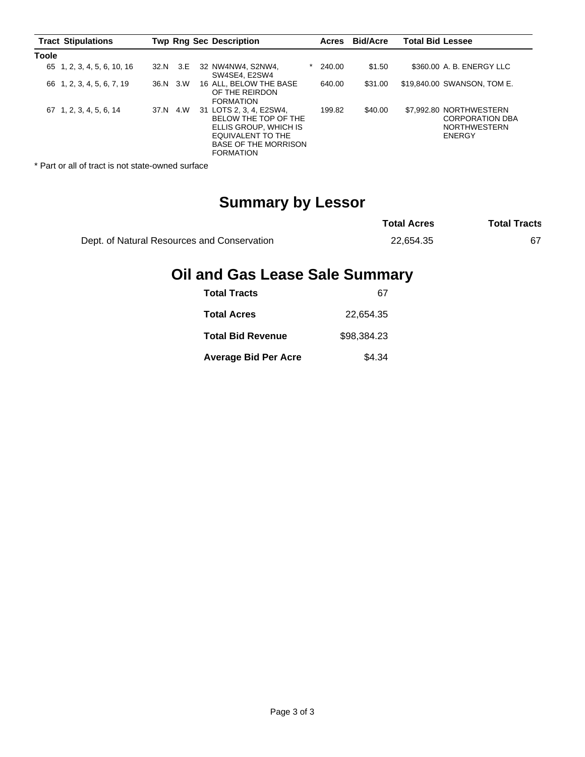| Tract | Stipulations | Twp | Rng | Sec | Description | | Acres | Bid/Acre | Total Bid | Lessee |
|---|---|---|---|---|---|---|---|---|---|---|
| **Toole** | | | | | | | | | | |
| 65 | 1, 2, 3, 4, 5, 6, 10, 16 | 32.N | 3.E | 32 | NW4NW4, S2NW4, SW4SE4, E2SW4 | * | 240.00 | $1.50 | $360.00 | A. B. ENERGY LLC |
| 66 | 1, 2, 3, 4, 5, 6, 7, 19 | 36.N | 3.W | 16 | ALL, BELOW THE BASE OF THE REIRDON FORMATION | | 640.00 | $31.00 | $19,840.00 | SWANSON, TOM E. |
| 67 | 1, 2, 3, 4, 5, 6, 14 | 37.N | 4.W | 31 | LOTS 2, 3, 4, E2SW4, BELOW THE TOP OF THE ELLIS GROUP, WHICH IS EQUIVALENT TO THE BASE OF THE MORRISON FORMATION | | 199.82 | $40.00 | $7,992.80 | NORTHWESTERN CORPORATION DBA NORTHWESTERN ENERGY |

* Part or all of tract is not state-owned surface

# Summary by Lessor

| | Total Acres | Total Tracts |
|---|---|---|
| Dept. of Natural Resources and Conservation | 22,654.35 | 67 |

# Oil and Gas Lease Sale Summary

| | |
|---|---|
| **Total Tracts** | 67 |
| **Total Acres** | 22,654.35 |
| **Total Bid Revenue** | $98,384.23 |
| **Average Bid Per Acre** | $4.34 |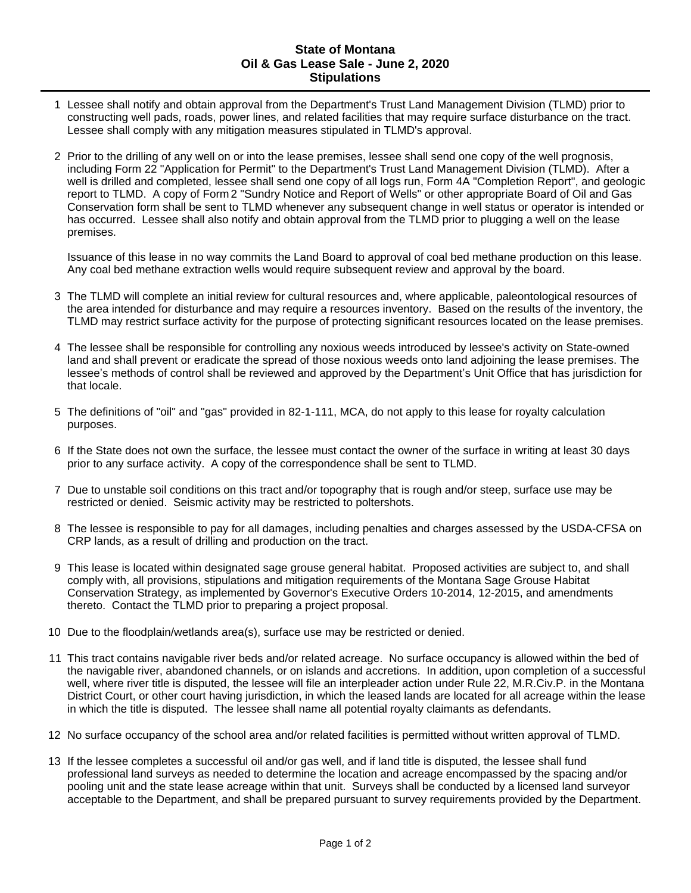# State of Montana
## Oil & Gas Lease Sale - June 2, 2020
## Stipulations

1. Lessee shall notify and obtain approval from the Department's Trust Land Management Division (TLMD) prior to constructing well pads, roads, power lines, and related facilities that may require surface disturbance on the tract. Lessee shall comply with any mitigation measures stipulated in TLMD's approval.

2. Prior to the drilling of any well on or into the lease premises, lessee shall send one copy of the well prognosis, including Form 22 "Application for Permit" to the Department's Trust Land Management Division (TLMD). After a well is drilled and completed, lessee shall send one copy of all logs run, Form 4A "Completion Report", and geologic report to TLMD. A copy of Form 2 "Sundry Notice and Report of Wells" or other appropriate Board of Oil and Gas Conservation form shall be sent to TLMD whenever any subsequent change in well status or operator is intended or has occurred. Lessee shall also notify and obtain approval from the TLMD prior to plugging a well on the lease premises.

   Issuance of this lease in no way commits the Land Board to approval of coal bed methane production on this lease. Any coal bed methane extraction wells would require subsequent review and approval by the board.

3. The TLMD will complete an initial review for cultural resources and, where applicable, paleontological resources of the area intended for disturbance and may require a resources inventory. Based on the results of the inventory, the TLMD may restrict surface activity for the purpose of protecting significant resources located on the lease premises.

4. The lessee shall be responsible for controlling any noxious weeds introduced by lessee's activity on State-owned land and shall prevent or eradicate the spread of those noxious weeds onto land adjoining the lease premises. The lessee's methods of control shall be reviewed and approved by the Department's Unit Office that has jurisdiction for that locale.

5. The definitions of "oil" and "gas" provided in 82-1-111, MCA, do not apply to this lease for royalty calculation purposes.

6. If the State does not own the surface, the lessee must contact the owner of the surface in writing at least 30 days prior to any surface activity. A copy of the correspondence shall be sent to TLMD.

7. Due to unstable soil conditions on this tract and/or topography that is rough and/or steep, surface use may be restricted or denied. Seismic activity may be restricted to poltershots.

8. The lessee is responsible to pay for all damages, including penalties and charges assessed by the USDA-CFSA on CRP lands, as a result of drilling and production on the tract.

9. This lease is located within designated sage grouse general habitat. Proposed activities are subject to, and shall comply with, all provisions, stipulations and mitigation requirements of the Montana Sage Grouse Habitat Conservation Strategy, as implemented by Governor's Executive Orders 10-2014, 12-2015, and amendments thereto. Contact the TLMD prior to preparing a project proposal.

10. Due to the floodplain/wetlands area(s), surface use may be restricted or denied.

11. This tract contains navigable river beds and/or related acreage. No surface occupancy is allowed within the bed of the navigable river, abandoned channels, or on islands and accretions. In addition, upon completion of a successful well, where river title is disputed, the lessee will file an interpleader action under Rule 22, M.R.Civ.P. in the Montana District Court, or other court having jurisdiction, in which the leased lands are located for all acreage within the lease in which the title is disputed. The lessee shall name all potential royalty claimants as defendants.

12. No surface occupancy of the school area and/or related facilities is permitted without written approval of TLMD.

13. If the lessee completes a successful oil and/or gas well, and if land title is disputed, the lessee shall fund professional land surveys as needed to determine the location and acreage encompassed by the spacing and/or pooling unit and the state lease acreage within that unit. Surveys shall be conducted by a licensed land surveyor acceptable to the Department, and shall be prepared pursuant to survey requirements provided by the Department.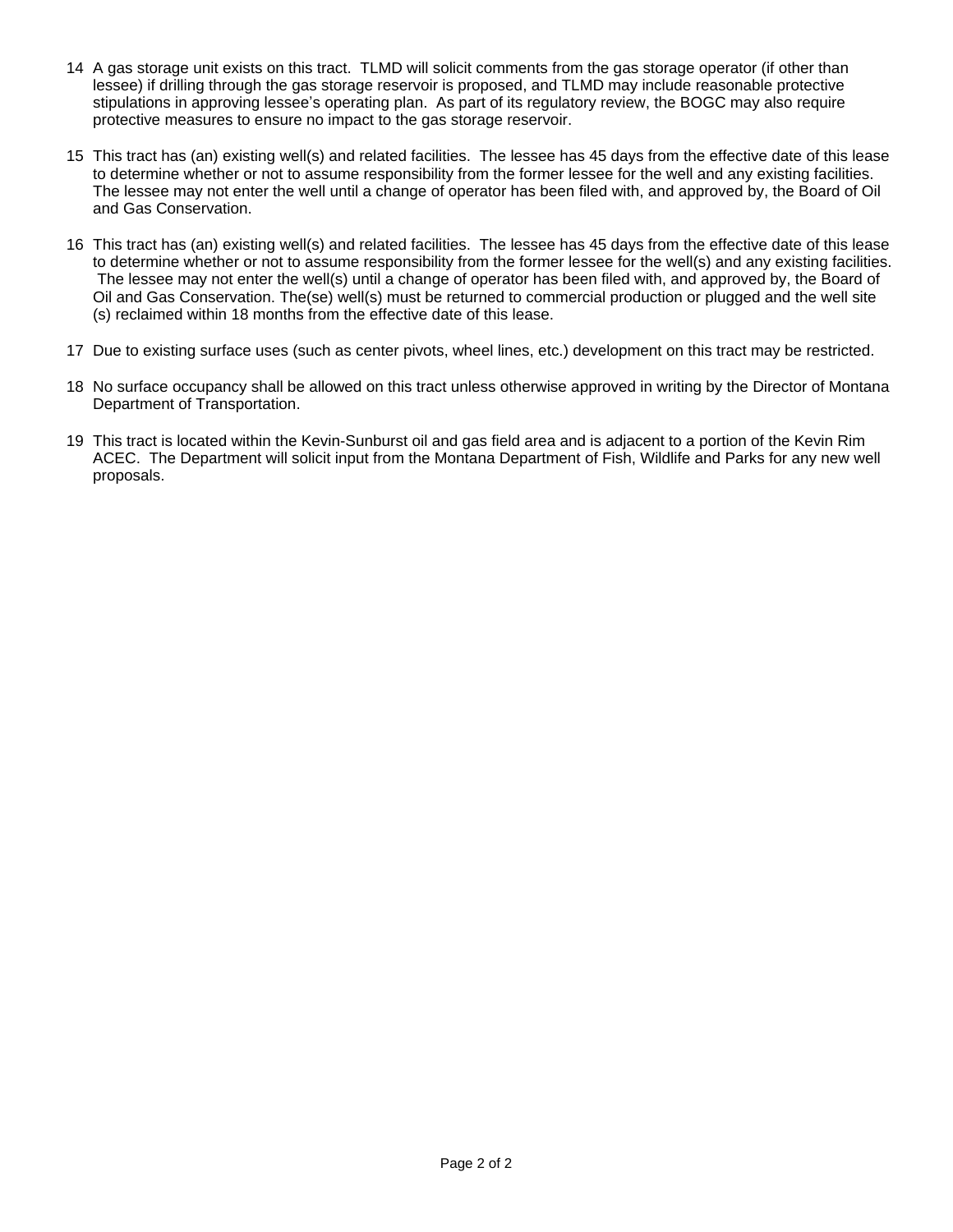14 A gas storage unit exists on this tract. TLMD will solicit comments from the gas storage operator (if other than lessee) if drilling through the gas storage reservoir is proposed, and TLMD may include reasonable protective stipulations in approving lessee's operating plan. As part of its regulatory review, the BOGC may also require protective measures to ensure no impact to the gas storage reservoir.

15 This tract has (an) existing well(s) and related facilities. The lessee has 45 days from the effective date of this lease to determine whether or not to assume responsibility from the former lessee for the well and any existing facilities. The lessee may not enter the well until a change of operator has been filed with, and approved by, the Board of Oil and Gas Conservation.

16 This tract has (an) existing well(s) and related facilities. The lessee has 45 days from the effective date of this lease to determine whether or not to assume responsibility from the former lessee for the well(s) and any existing facilities. The lessee may not enter the well(s) until a change of operator has been filed with, and approved by, the Board of Oil and Gas Conservation. The(se) well(s) must be returned to commercial production or plugged and the well site (s) reclaimed within 18 months from the effective date of this lease.

17 Due to existing surface uses (such as center pivots, wheel lines, etc.) development on this tract may be restricted.

18 No surface occupancy shall be allowed on this tract unless otherwise approved in writing by the Director of Montana Department of Transportation.

19 This tract is located within the Kevin-Sunburst oil and gas field area and is adjacent to a portion of the Kevin Rim ACEC. The Department will solicit input from the Montana Department of Fish, Wildlife and Parks for any new well proposals.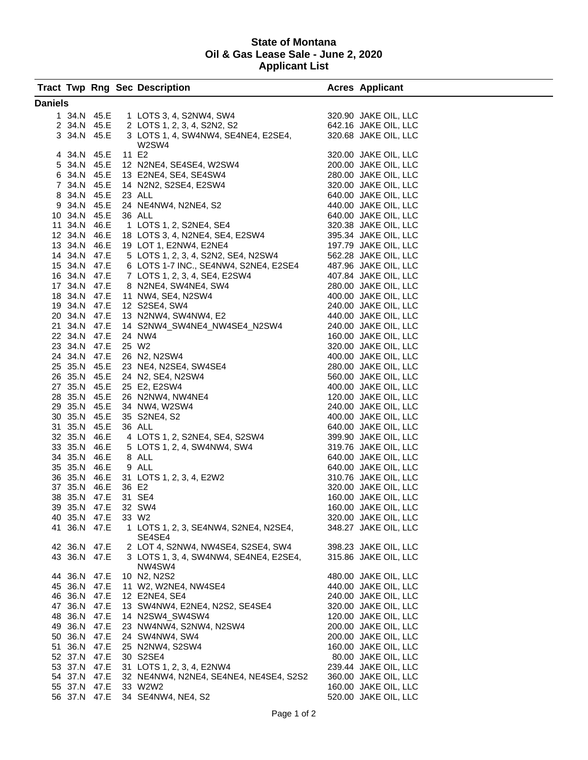# State of Montana
## Oil & Gas Lease Sale - June 2, 2020
## Applicant List

| Tract | Twp | Rng | Sec | Description | Acres | Applicant |
|---|---|---|---|---|---|---|
| **Daniels** | | | | | | |
| 1 | 34.N | 45.E | 1 | LOTS 3, 4, S2NW4, SW4 | 320.90 | JAKE OIL, LLC |
| 2 | 34.N | 45.E | 2 | LOTS 1, 2, 3, 4, S2N2, S2 | 642.16 | JAKE OIL, LLC |
| 3 | 34.N | 45.E | 3 | LOTS 1, 4, SW4NW4, SE4NE4, E2SE4, W2SW4 | 320.68 | JAKE OIL, LLC |
| 4 | 34.N | 45.E | 11 | E2 | 320.00 | JAKE OIL, LLC |
| 5 | 34.N | 45.E | 12 | N2NE4, SE4SE4, W2SW4 | 200.00 | JAKE OIL, LLC |
| 6 | 34.N | 45.E | 13 | E2NE4, SE4, SE4SW4 | 280.00 | JAKE OIL, LLC |
| 7 | 34.N | 45.E | 14 | N2N2, S2SE4, E2SW4 | 320.00 | JAKE OIL, LLC |
| 8 | 34.N | 45.E | 23 | ALL | 640.00 | JAKE OIL, LLC |
| 9 | 34.N | 45.E | 24 | NE4NW4, N2NE4, S2 | 440.00 | JAKE OIL, LLC |
| 10 | 34.N | 45.E | 36 | ALL | 640.00 | JAKE OIL, LLC |
| 11 | 34.N | 46.E | 1 | LOTS 1, 2, S2NE4, SE4 | 320.38 | JAKE OIL, LLC |
| 12 | 34.N | 46.E | 18 | LOTS 3, 4, N2NE4, SE4, E2SW4 | 395.34 | JAKE OIL, LLC |
| 13 | 34.N | 46.E | 19 | LOT 1, E2NW4, E2NE4 | 197.79 | JAKE OIL, LLC |
| 14 | 34.N | 47.E | 5 | LOTS 1, 2, 3, 4, S2N2, SE4, N2SW4 | 562.28 | JAKE OIL, LLC |
| 15 | 34.N | 47.E | 6 | LOTS 1-7 INC., SE4NW4, S2NE4, E2SE4 | 487.96 | JAKE OIL, LLC |
| 16 | 34.N | 47.E | 7 | LOTS 1, 2, 3, 4, SE4, E2SW4 | 407.84 | JAKE OIL, LLC |
| 17 | 34.N | 47.E | 8 | N2NE4, SW4NE4, SW4 | 280.00 | JAKE OIL, LLC |
| 18 | 34.N | 47.E | 11 | NW4, SE4, N2SW4 | 400.00 | JAKE OIL, LLC |
| 19 | 34.N | 47.E | 12 | S2SE4, SW4 | 240.00 | JAKE OIL, LLC |
| 20 | 34.N | 47.E | 13 | N2NW4, SW4NW4, E2 | 440.00 | JAKE OIL, LLC |
| 21 | 34.N | 47.E | 14 | S2NW4_SW4NE4_NW4SE4_N2SW4 | 240.00 | JAKE OIL, LLC |
| 22 | 34.N | 47.E | 24 | NW4 | 160.00 | JAKE OIL, LLC |
| 23 | 34.N | 47.E | 25 | W2 | 320.00 | JAKE OIL, LLC |
| 24 | 34.N | 47.E | 26 | N2, N2SW4 | 400.00 | JAKE OIL, LLC |
| 25 | 35.N | 45.E | 23 | NE4, N2SE4, SW4SE4 | 280.00 | JAKE OIL, LLC |
| 26 | 35.N | 45.E | 24 | N2, SE4, N2SW4 | 560.00 | JAKE OIL, LLC |
| 27 | 35.N | 45.E | 25 | E2, E2SW4 | 400.00 | JAKE OIL, LLC |
| 28 | 35.N | 45.E | 26 | N2NW4, NW4NE4 | 120.00 | JAKE OIL, LLC |
| 29 | 35.N | 45.E | 34 | NW4, W2SW4 | 240.00 | JAKE OIL, LLC |
| 30 | 35.N | 45.E | 35 | S2NE4, S2 | 400.00 | JAKE OIL, LLC |
| 31 | 35.N | 45.E | 36 | ALL | 640.00 | JAKE OIL, LLC |
| 32 | 35.N | 46.E | 4 | LOTS 1, 2, S2NE4, SE4, S2SW4 | 399.90 | JAKE OIL, LLC |
| 33 | 35.N | 46.E | 5 | LOTS 1, 2, 4, SW4NW4, SW4 | 319.76 | JAKE OIL, LLC |
| 34 | 35.N | 46.E | 8 | ALL | 640.00 | JAKE OIL, LLC |
| 35 | 35.N | 46.E | 9 | ALL | 640.00 | JAKE OIL, LLC |
| 36 | 35.N | 46.E | 31 | LOTS 1, 2, 3, 4, E2W2 | 310.76 | JAKE OIL, LLC |
| 37 | 35.N | 46.E | 36 | E2 | 320.00 | JAKE OIL, LLC |
| 38 | 35.N | 47.E | 31 | SE4 | 160.00 | JAKE OIL, LLC |
| 39 | 35.N | 47.E | 32 | SW4 | 160.00 | JAKE OIL, LLC |
| 40 | 35.N | 47.E | 33 | W2 | 320.00 | JAKE OIL, LLC |
| 41 | 36.N | 47.E | 1 | LOTS 1, 2, 3, SE4NW4, S2NE4, N2SE4, SE4SE4 | 348.27 | JAKE OIL, LLC |
| 42 | 36.N | 47.E | 2 | LOT 4, S2NW4, NW4SE4, S2SE4, SW4 | 398.23 | JAKE OIL, LLC |
| 43 | 36.N | 47.E | 3 | LOTS 1, 3, 4, SW4NW4, SE4NE4, E2SE4, NW4SW4 | 315.86 | JAKE OIL, LLC |
| 44 | 36.N | 47.E | 10 | N2, N2S2 | 480.00 | JAKE OIL, LLC |
| 45 | 36.N | 47.E | 11 | W2, W2NE4, NW4SE4 | 440.00 | JAKE OIL, LLC |
| 46 | 36.N | 47.E | 12 | E2NE4, SE4 | 240.00 | JAKE OIL, LLC |
| 47 | 36.N | 47.E | 13 | SW4NW4, E2NE4, N2S2, SE4SE4 | 320.00 | JAKE OIL, LLC |
| 48 | 36.N | 47.E | 14 | N2SW4_SW4SW4 | 120.00 | JAKE OIL, LLC |
| 49 | 36.N | 47.E | 23 | NW4NW4, S2NW4, N2SW4 | 200.00 | JAKE OIL, LLC |
| 50 | 36.N | 47.E | 24 | SW4NW4, SW4 | 200.00 | JAKE OIL, LLC |
| 51 | 36.N | 47.E | 25 | N2NW4, S2SW4 | 160.00 | JAKE OIL, LLC |
| 52 | 37.N | 47.E | 30 | S2SE4 | 80.00 | JAKE OIL, LLC |
| 53 | 37.N | 47.E | 31 | LOTS 1, 2, 3, 4, E2NW4 | 239.44 | JAKE OIL, LLC |
| 54 | 37.N | 47.E | 32 | NE4NW4, N2NE4, SE4NE4, NE4SE4, S2S2 | 360.00 | JAKE OIL, LLC |
| 55 | 37.N | 47.E | 33 | W2W2 | 160.00 | JAKE OIL, LLC |
| 56 | 37.N | 47.E | 34 | SE4NW4, NE4, S2 | 520.00 | JAKE OIL, LLC |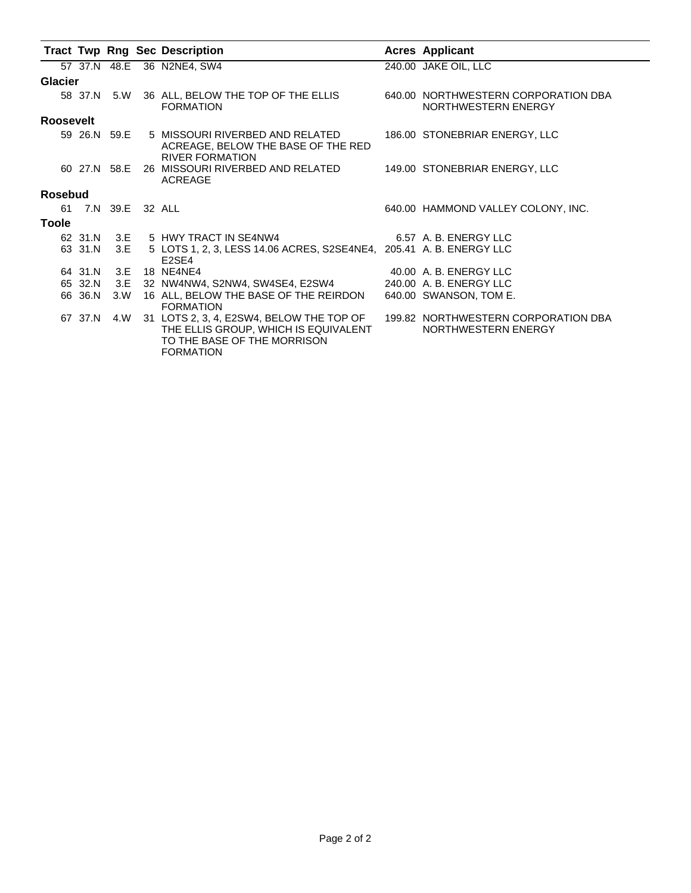| Tract | Twp | Rng | Sec | Description | Acres | Applicant |
|---|---|---|---|---|---|---|
| 57 | 37.N | 48.E | 36 | N2NE4, SW4 | 240.00 | JAKE OIL, LLC |
| **Glacier** | | | | | | |
| 58 | 37.N | 5.W | 36 | ALL, BELOW THE TOP OF THE ELLIS FORMATION | 640.00 | NORTHWESTERN CORPORATION DBA NORTHWESTERN ENERGY |
| **Roosevelt** | | | | | | |
| 59 | 26.N | 59.E | 5 | MISSOURI RIVERBED AND RELATED ACREAGE, BELOW THE BASE OF THE RED RIVER FORMATION | 186.00 | STONEBRIAR ENERGY, LLC |
| 60 | 27.N | 58.E | 26 | MISSOURI RIVERBED AND RELATED ACREAGE | 149.00 | STONEBRIAR ENERGY, LLC |
| **Rosebud** | | | | | | |
| 61 | 7.N | 39.E | 32 | ALL | 640.00 | HAMMOND VALLEY COLONY, INC. |
| **Toole** | | | | | | |
| 62 | 31.N | 3.E | 5 | HWY TRACT IN SE4NW4 | 6.57 | A. B. ENERGY LLC |
| 63 | 31.N | 3.E | 5 | LOTS 1, 2, 3, LESS 14.06 ACRES, S2SE4NE4, E2SE4 | 205.41 | A. B. ENERGY LLC |
| 64 | 31.N | 3.E | 18 | NE4NE4 | 40.00 | A. B. ENERGY LLC |
| 65 | 32.N | 3.E | 32 | NW4NW4, S2NW4, SW4SE4, E2SW4 | 240.00 | A. B. ENERGY LLC |
| 66 | 36.N | 3.W | 16 | ALL, BELOW THE BASE OF THE REIRDON FORMATION | 640.00 | SWANSON, TOM E. |
| 67 | 37.N | 4.W | 31 | LOTS 2, 3, 4, E2SW4, BELOW THE TOP OF THE ELLIS GROUP, WHICH IS EQUIVALENT TO THE BASE OF THE MORRISON FORMATION | 199.82 | NORTHWESTERN CORPORATION DBA NORTHWESTERN ENERGY |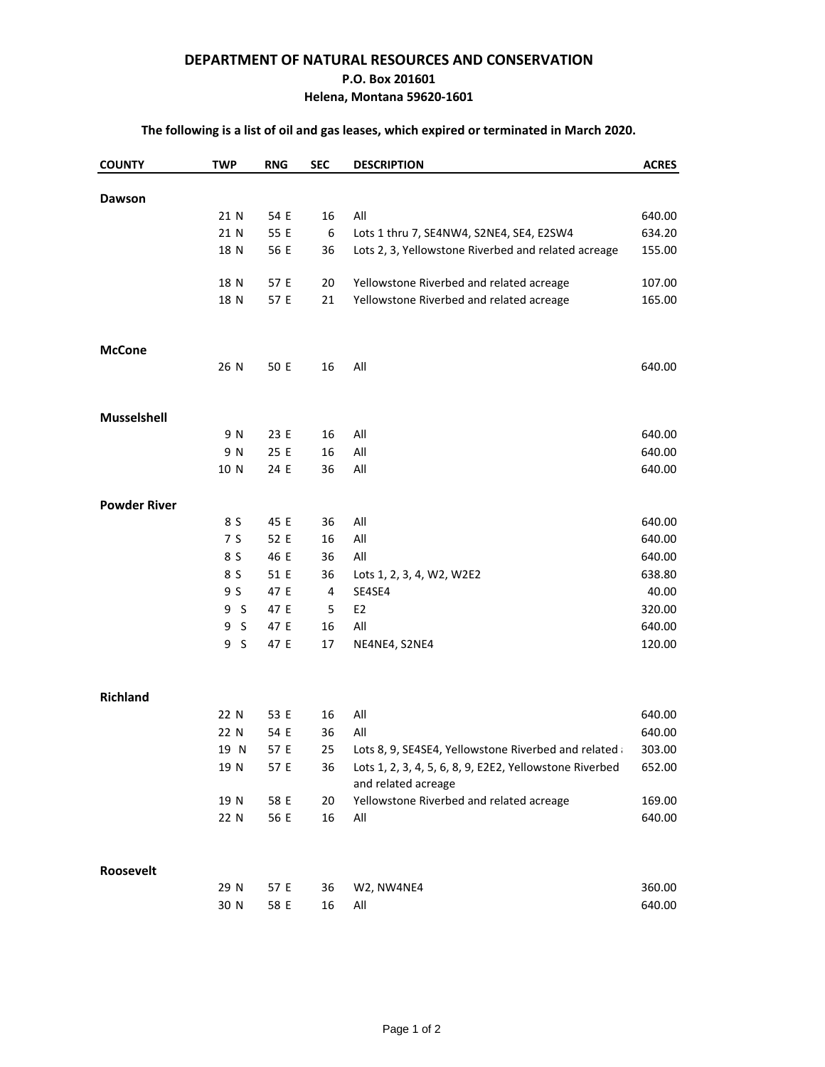**DEPARTMENT OF NATURAL RESOURCES AND CONSERVATION**

**P.O. Box 201601**

**Helena, Montana 59620-1601**

**The following is a list of oil and gas leases, which expired or terminated in March 2020.**

| COUNTY | TWP | RNG | SEC | DESCRIPTION | ACRES |
|---|---|---|---|---|---|
| **Dawson** | | | | | |
| | 21 N | 54 E | 16 | All | 640.00 |
| | 21 N | 55 E | 6 | Lots 1 thru 7, SE4NW4, S2NE4, SE4, E2SW4 | 634.20 |
| | 18 N | 56 E | 36 | Lots 2, 3, Yellowstone Riverbed and related acreage | 155.00 |
| | 18 N | 57 E | 20 | Yellowstone Riverbed and related acreage | 107.00 |
| | 18 N | 57 E | 21 | Yellowstone Riverbed and related acreage | 165.00 |
| **McCone** | | | | | |
| | 26 N | 50 E | 16 | All | 640.00 |
| **Musselshell** | | | | | |
| | 9 N | 23 E | 16 | All | 640.00 |
| | 9 N | 25 E | 16 | All | 640.00 |
| | 10 N | 24 E | 36 | All | 640.00 |
| **Powder River** | | | | | |
| | 8 S | 45 E | 36 | All | 640.00 |
| | 7 S | 52 E | 16 | All | 640.00 |
| | 8 S | 46 E | 36 | All | 640.00 |
| | 8 S | 51 E | 36 | Lots 1, 2, 3, 4, W2, W2E2 | 638.80 |
| | 9 S | 47 E | 4 | SE4SE4 | 40.00 |
| | 9 S | 47 E | 5 | E2 | 320.00 |
| | 9 S | 47 E | 16 | All | 640.00 |
| | 9 S | 47 E | 17 | NE4NE4, S2NE4 | 120.00 |
| **Richland** | | | | | |
| | 22 N | 53 E | 16 | All | 640.00 |
| | 22 N | 54 E | 36 | All | 640.00 |
| | 19 N | 57 E | 25 | Lots 8, 9, SE4SE4, Yellowstone Riverbed and related a | 303.00 |
| | 19 N | 57 E | 36 | Lots 1, 2, 3, 4, 5, 6, 8, 9, E2E2, Yellowstone Riverbed and related acreage | 652.00 |
| | 19 N | 58 E | 20 | Yellowstone Riverbed and related acreage | 169.00 |
| | 22 N | 56 E | 16 | All | 640.00 |
| **Roosevelt** | | | | | |
| | 29 N | 57 E | 36 | W2, NW4NE4 | 360.00 |
| | 30 N | 58 E | 16 | All | 640.00 |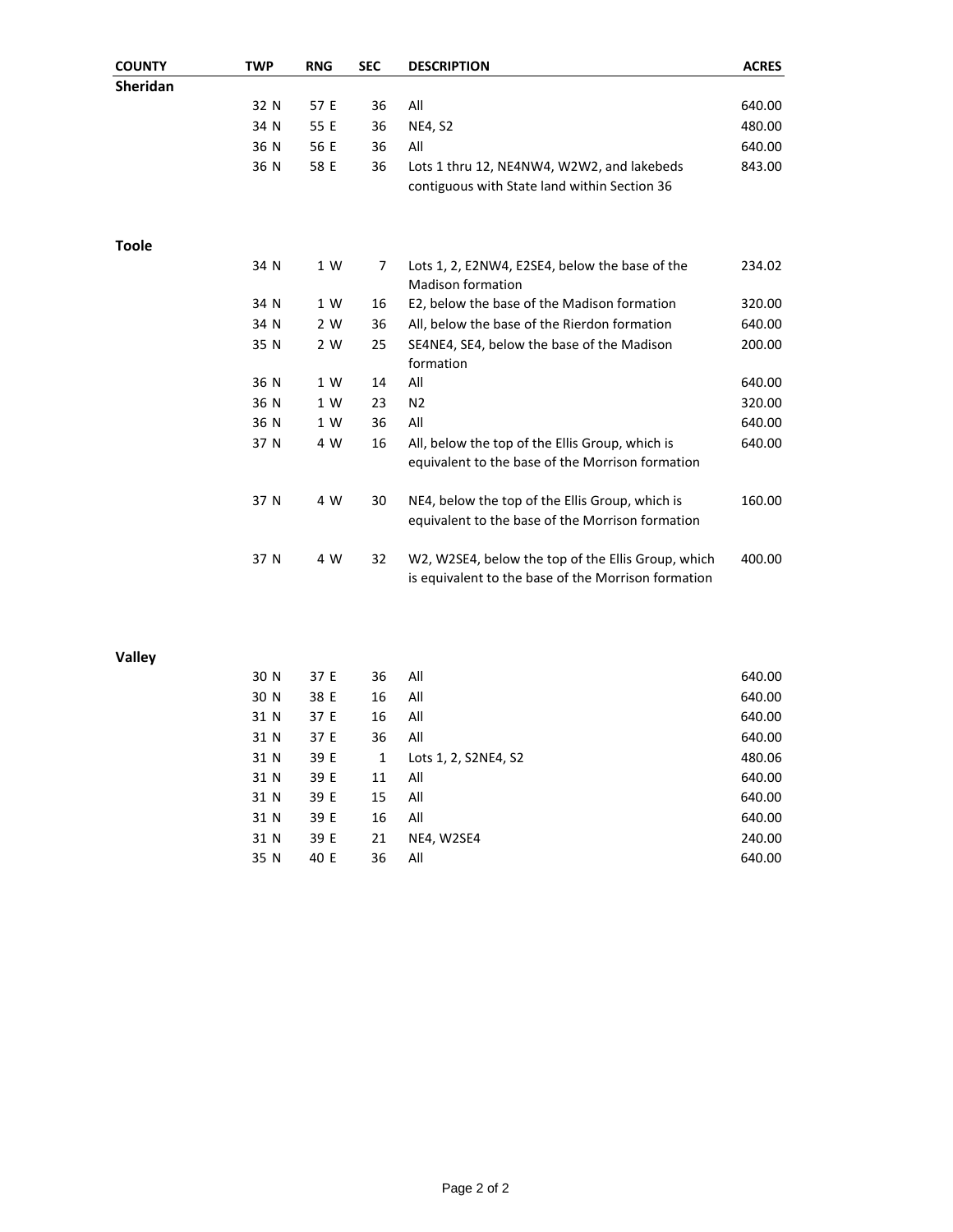| COUNTY | TWP | RNG | SEC | DESCRIPTION | ACRES |
|---|---|---|---|---|---|
| **Sheridan** | | | | | |
| | 32 N | 57 E | 36 | All | 640.00 |
| | 34 N | 55 E | 36 | NE4, S2 | 480.00 |
| | 36 N | 56 E | 36 | All | 640.00 |
| | 36 N | 58 E | 36 | Lots 1 thru 12, NE4NW4, W2W2, and lakebeds contiguous with State land within Section 36 | 843.00 |
| **Toole** | | | | | |
| | 34 N | 1 W | 7 | Lots 1, 2, E2NW4, E2SE4, below the base of the Madison formation | 234.02 |
| | 34 N | 1 W | 16 | E2, below the base of the Madison formation | 320.00 |
| | 34 N | 2 W | 36 | All, below the base of the Rierdon formation | 640.00 |
| | 35 N | 2 W | 25 | SE4NE4, SE4, below the base of the Madison formation | 200.00 |
| | 36 N | 1 W | 14 | All | 640.00 |
| | 36 N | 1 W | 23 | N2 | 320.00 |
| | 36 N | 1 W | 36 | All | 640.00 |
| | 37 N | 4 W | 16 | All, below the top of the Ellis Group, which is equivalent to the base of the Morrison formation | 640.00 |
| | 37 N | 4 W | 30 | NE4, below the top of the Ellis Group, which is equivalent to the base of the Morrison formation | 160.00 |
| | 37 N | 4 W | 32 | W2, W2SE4, below the top of the Ellis Group, which is equivalent to the base of the Morrison formation | 400.00 |
| **Valley** | | | | | |
| | 30 N | 37 E | 36 | All | 640.00 |
| | 30 N | 38 E | 16 | All | 640.00 |
| | 31 N | 37 E | 16 | All | 640.00 |
| | 31 N | 37 E | 36 | All | 640.00 |
| | 31 N | 39 E | 1 | Lots 1, 2, S2NE4, S2 | 480.06 |
| | 31 N | 39 E | 11 | All | 640.00 |
| | 31 N | 39 E | 15 | All | 640.00 |
| | 31 N | 39 E | 16 | All | 640.00 |
| | 31 N | 39 E | 21 | NE4, W2SE4 | 240.00 |
| | 35 N | 40 E | 36 | All | 640.00 |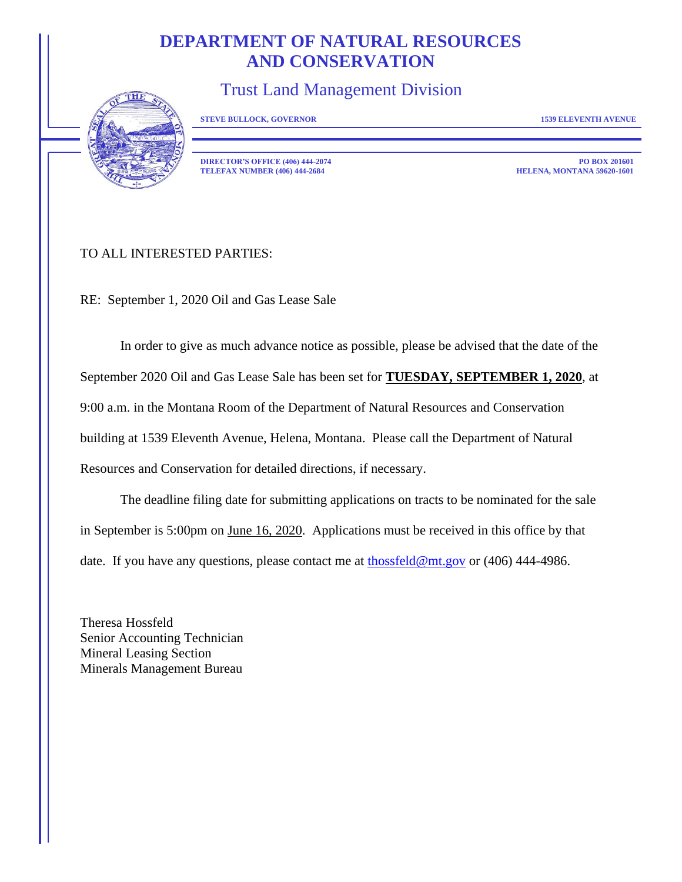# DEPARTMENT OF NATURAL RESOURCES AND CONSERVATION

## Trust Land Management Division

**STEVE BULLOCK, GOVERNOR** **1539 ELEVENTH AVENUE**

**DIRECTOR'S OFFICE (406) 444-2074**
**TELEFAX NUMBER (406) 444-2684**

**PO BOX 201601**
**HELENA, MONTANA 59620-1601**

TO ALL INTERESTED PARTIES:

RE: September 1, 2020 Oil and Gas Lease Sale

In order to give as much advance notice as possible, please be advised that the date of the September 2020 Oil and Gas Lease Sale has been set for **TUESDAY, SEPTEMBER 1, 2020**, at 9:00 a.m. in the Montana Room of the Department of Natural Resources and Conservation building at 1539 Eleventh Avenue, Helena, Montana. Please call the Department of Natural Resources and Conservation for detailed directions, if necessary.

The deadline filing date for submitting applications on tracts to be nominated for the sale in September is 5:00pm on June 16, 2020. Applications must be received in this office by that date. If you have any questions, please contact me at thossfeld@mt.gov or (406) 444-4986.

Theresa Hossfeld
Senior Accounting Technician
Mineral Leasing Section
Minerals Management Bureau